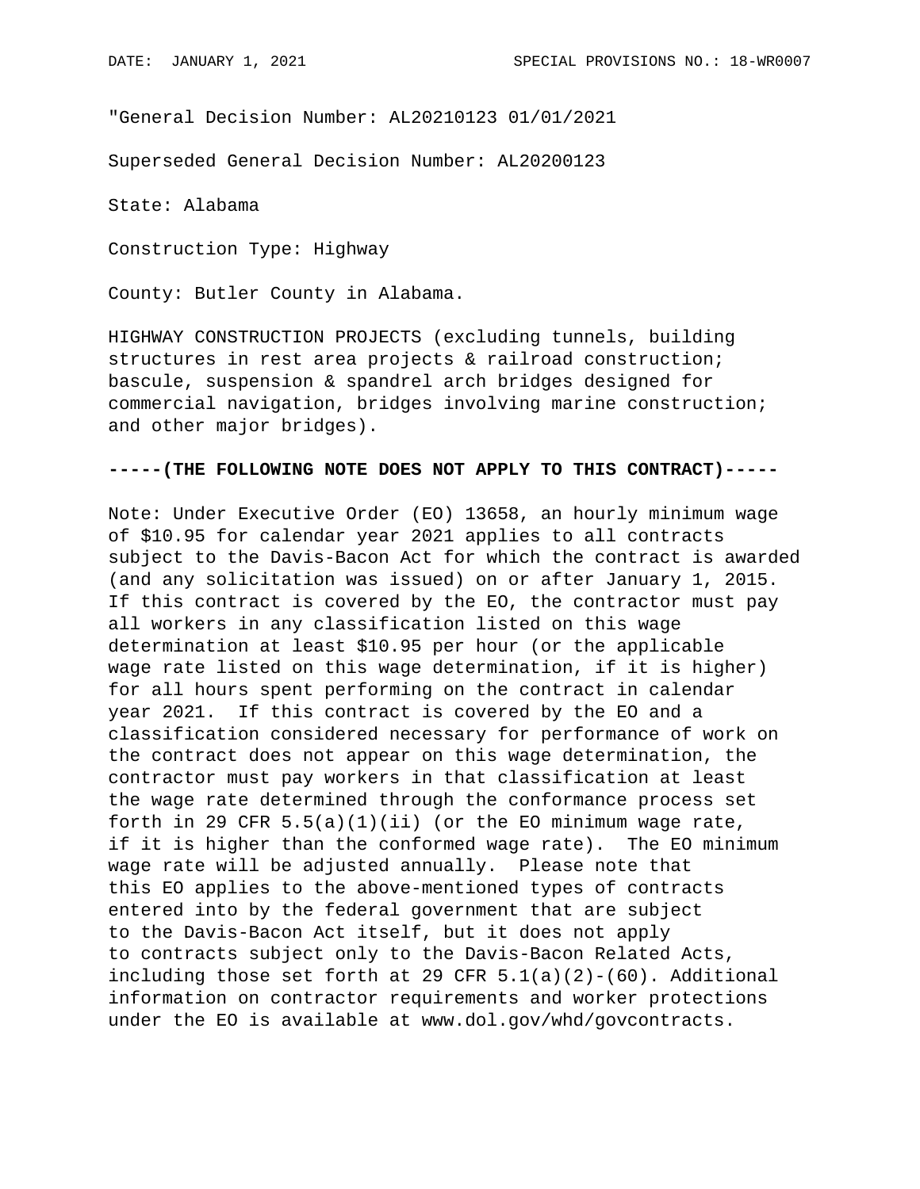"General Decision Number: AL20210123 01/01/2021

Superseded General Decision Number: AL20200123

State: Alabama

Construction Type: Highway

County: Butler County in Alabama.

HIGHWAY CONSTRUCTION PROJECTS (excluding tunnels, building structures in rest area projects & railroad construction; bascule, suspension & spandrel arch bridges designed for commercial navigation, bridges involving marine construction; and other major bridges).

**-----(THE FOLLOWING NOTE DOES NOT APPLY TO THIS CONTRACT)-----**

Note: Under Executive Order (EO) 13658, an hourly minimum wage of $10.95 for calendar year 2021 applies to all contracts subject to the Davis-Bacon Act for which the contract is awarded (and any solicitation was issued) on or after January 1, 2015. If this contract is covered by the EO, the contractor must pay all workers in any classification listed on this wage determination at least $10.95 per hour (or the applicable wage rate listed on this wage determination, if it is higher) for all hours spent performing on the contract in calendar year 2021. If this contract is covered by the EO and a classification considered necessary for performance of work on the contract does not appear on this wage determination, the contractor must pay workers in that classification at least the wage rate determined through the conformance process set forth in 29 CFR 5.5(a)(1)(ii) (or the EO minimum wage rate, if it is higher than the conformed wage rate). The EO minimum wage rate will be adjusted annually. Please note that this EO applies to the above-mentioned types of contracts entered into by the federal government that are subject to the Davis-Bacon Act itself, but it does not apply to contracts subject only to the Davis-Bacon Related Acts, including those set forth at 29 CFR 5.1(a)(2)-(60). Additional information on contractor requirements and worker protections under the EO is available at www.dol.gov/whd/govcontracts.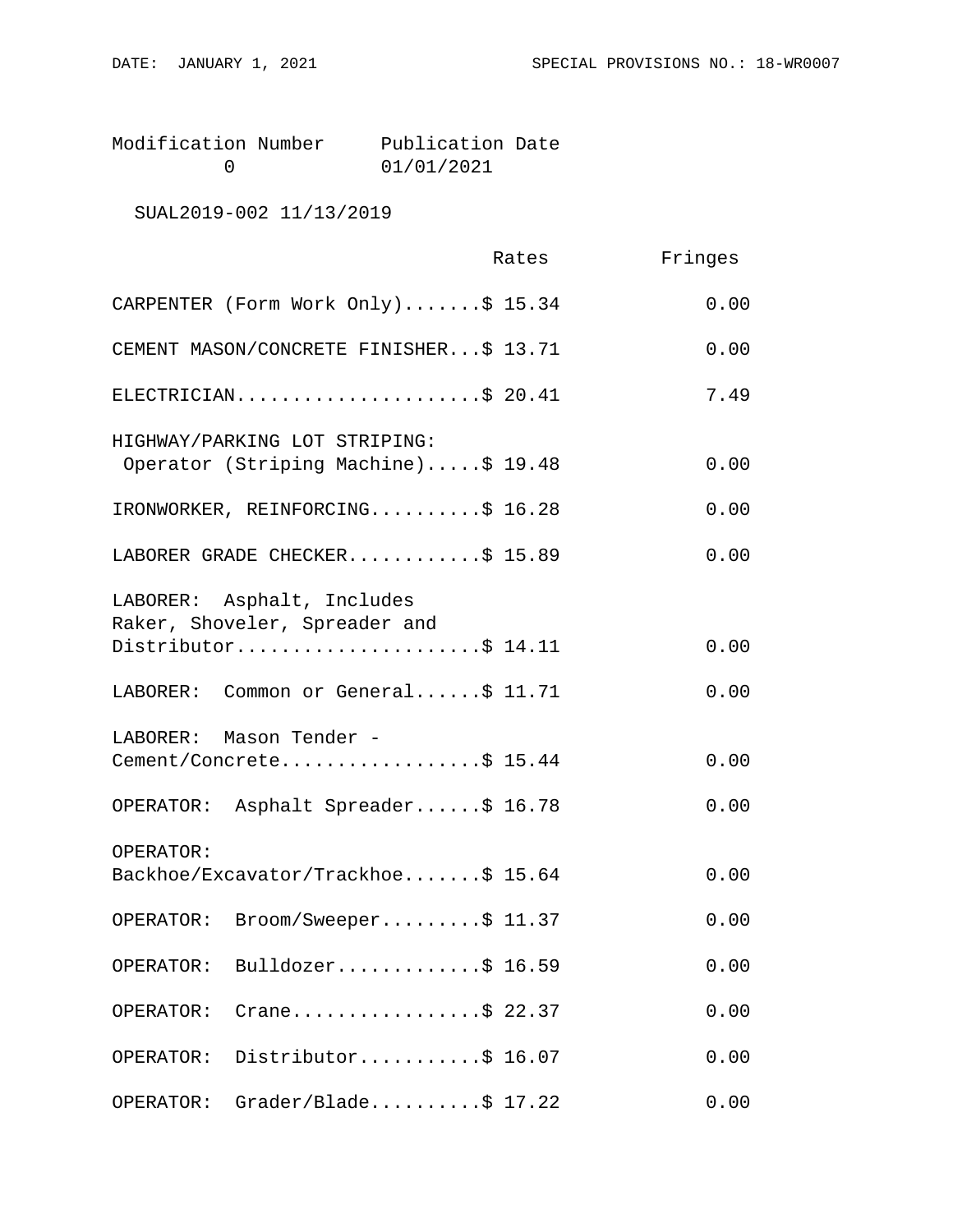Modification Number 0, Publication Date 01/01/2021

SUAL2019-002 11/13/2019

| | Rates | Fringes |
|---|---|---|
| CARPENTER (Form Work Only) | $ 15.34 | 0.00 |
| CEMENT MASON/CONCRETE FINISHER | $ 13.71 | 0.00 |
| ELECTRICIAN | $ 20.41 | 7.49 |
| HIGHWAY/PARKING LOT STRIPING: Operator (Striping Machine) | $ 19.48 | 0.00 |
| IRONWORKER, REINFORCING | $ 16.28 | 0.00 |
| LABORER GRADE CHECKER | $ 15.89 | 0.00 |
| LABORER: Asphalt, Includes Raker, Shoveler, Spreader and Distributor | $ 14.11 | 0.00 |
| LABORER: Common or General | $ 11.71 | 0.00 |
| LABORER: Mason Tender - Cement/Concrete | $ 15.44 | 0.00 |
| OPERATOR: Asphalt Spreader | $ 16.78 | 0.00 |
| OPERATOR: Backhoe/Excavator/Trackhoe | $ 15.64 | 0.00 |
| OPERATOR: Broom/Sweeper | $ 11.37 | 0.00 |
| OPERATOR: Bulldozer | $ 16.59 | 0.00 |
| OPERATOR: Crane | $ 22.37 | 0.00 |
| OPERATOR: Distributor | $ 16.07 | 0.00 |
| OPERATOR: Grader/Blade | $ 17.22 | 0.00 |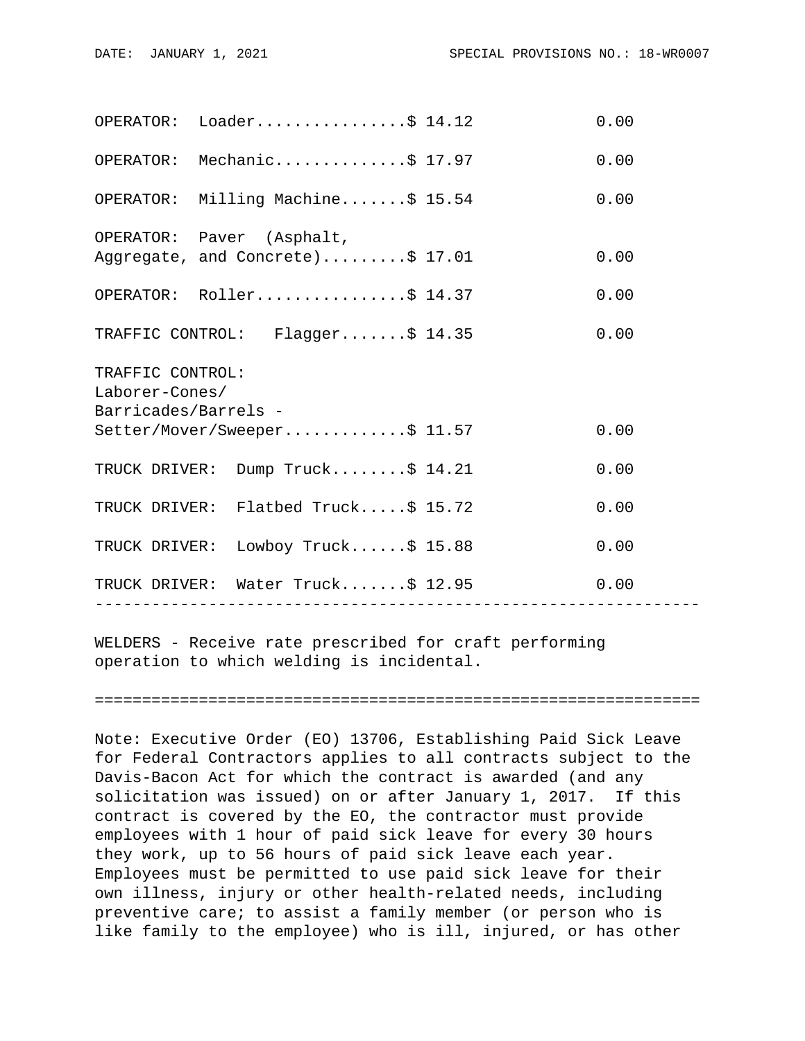| Classification | Rates | Fringes |
|---|---|---|
| OPERATOR: Loader | $ 14.12 | 0.00 |
| OPERATOR: Mechanic | $ 17.97 | 0.00 |
| OPERATOR: Milling Machine | $ 15.54 | 0.00 |
| OPERATOR: Paver (Asphalt, Aggregate, and Concrete) | $ 17.01 | 0.00 |
| OPERATOR: Roller | $ 14.37 | 0.00 |
| TRAFFIC CONTROL: Flagger | $ 14.35 | 0.00 |
| TRAFFIC CONTROL: Laborer-Cones/ Barricades/Barrels - Setter/Mover/Sweeper | $ 11.57 | 0.00 |
| TRUCK DRIVER: Dump Truck | $ 14.21 | 0.00 |
| TRUCK DRIVER: Flatbed Truck | $ 15.72 | 0.00 |
| TRUCK DRIVER: Lowboy Truck | $ 15.88 | 0.00 |
| TRUCK DRIVER: Water Truck | $ 12.95 | 0.00 |

---

WELDERS - Receive rate prescribed for craft performing operation to which welding is incidental.

---

Note: Executive Order (EO) 13706, Establishing Paid Sick Leave for Federal Contractors applies to all contracts subject to the Davis-Bacon Act for which the contract is awarded (and any solicitation was issued) on or after January 1, 2017. If this contract is covered by the EO, the contractor must provide employees with 1 hour of paid sick leave for every 30 hours they work, up to 56 hours of paid sick leave each year. Employees must be permitted to use paid sick leave for their own illness, injury or other health-related needs, including preventive care; to assist a family member (or person who is like family to the employee) who is ill, injured, or has other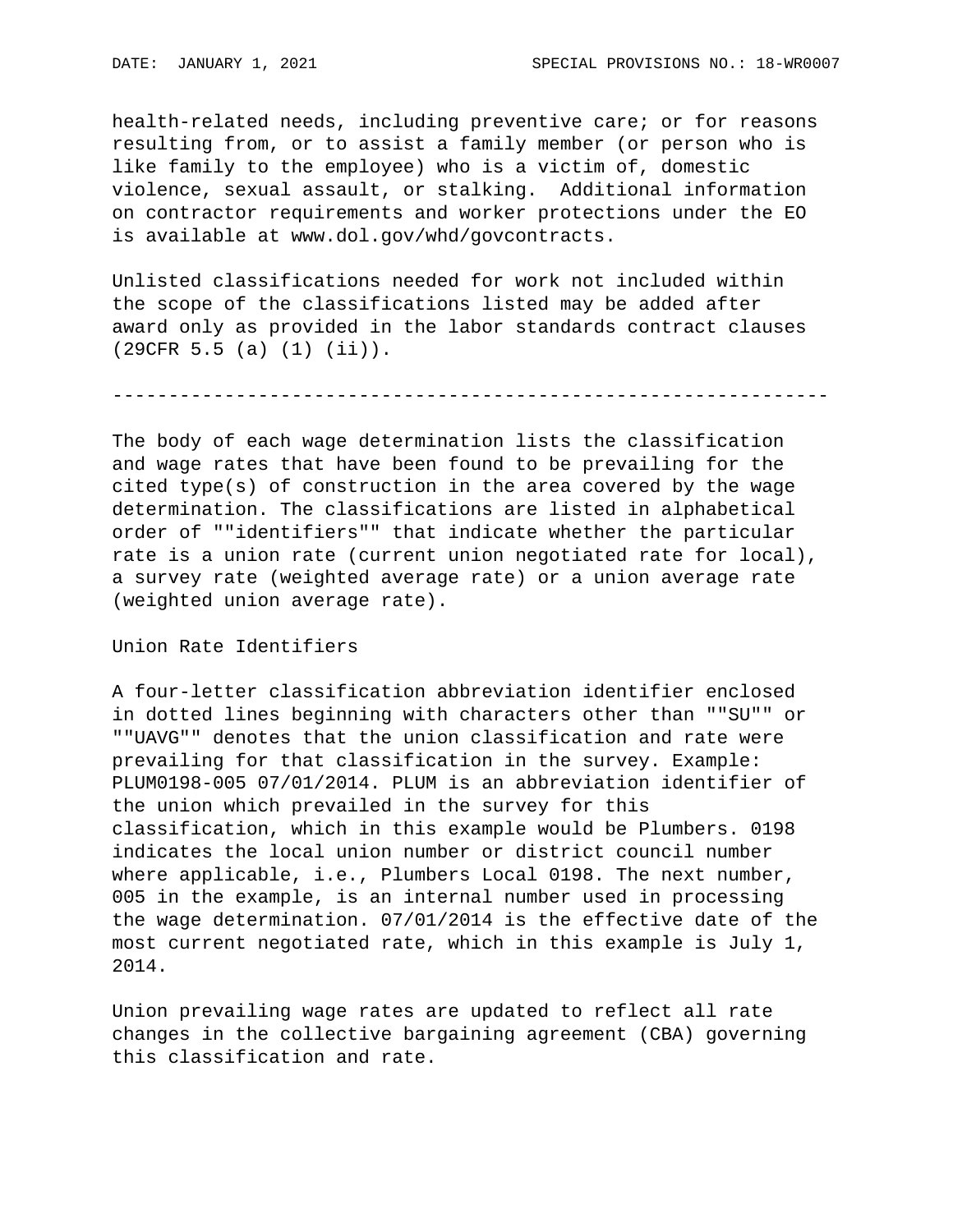health-related needs, including preventive care; or for reasons resulting from, or to assist a family member (or person who is like family to the employee) who is a victim of, domestic violence, sexual assault, or stalking. Additional information on contractor requirements and worker protections under the EO is available at www.dol.gov/whd/govcontracts.

Unlisted classifications needed for work not included within the scope of the classifications listed may be added after award only as provided in the labor standards contract clauses (29CFR 5.5 (a) (1) (ii)).

----------------------------------------------------------------

The body of each wage determination lists the classification and wage rates that have been found to be prevailing for the cited type(s) of construction in the area covered by the wage determination. The classifications are listed in alphabetical order of ""identifiers"" that indicate whether the particular rate is a union rate (current union negotiated rate for local), a survey rate (weighted average rate) or a union average rate (weighted union average rate).

Union Rate Identifiers

A four-letter classification abbreviation identifier enclosed in dotted lines beginning with characters other than ""SU"" or ""UAVG"" denotes that the union classification and rate were prevailing for that classification in the survey. Example: PLUM0198-005 07/01/2014. PLUM is an abbreviation identifier of the union which prevailed in the survey for this classification, which in this example would be Plumbers. 0198 indicates the local union number or district council number where applicable, i.e., Plumbers Local 0198. The next number, 005 in the example, is an internal number used in processing the wage determination. 07/01/2014 is the effective date of the most current negotiated rate, which in this example is July 1, 2014.

Union prevailing wage rates are updated to reflect all rate changes in the collective bargaining agreement (CBA) governing this classification and rate.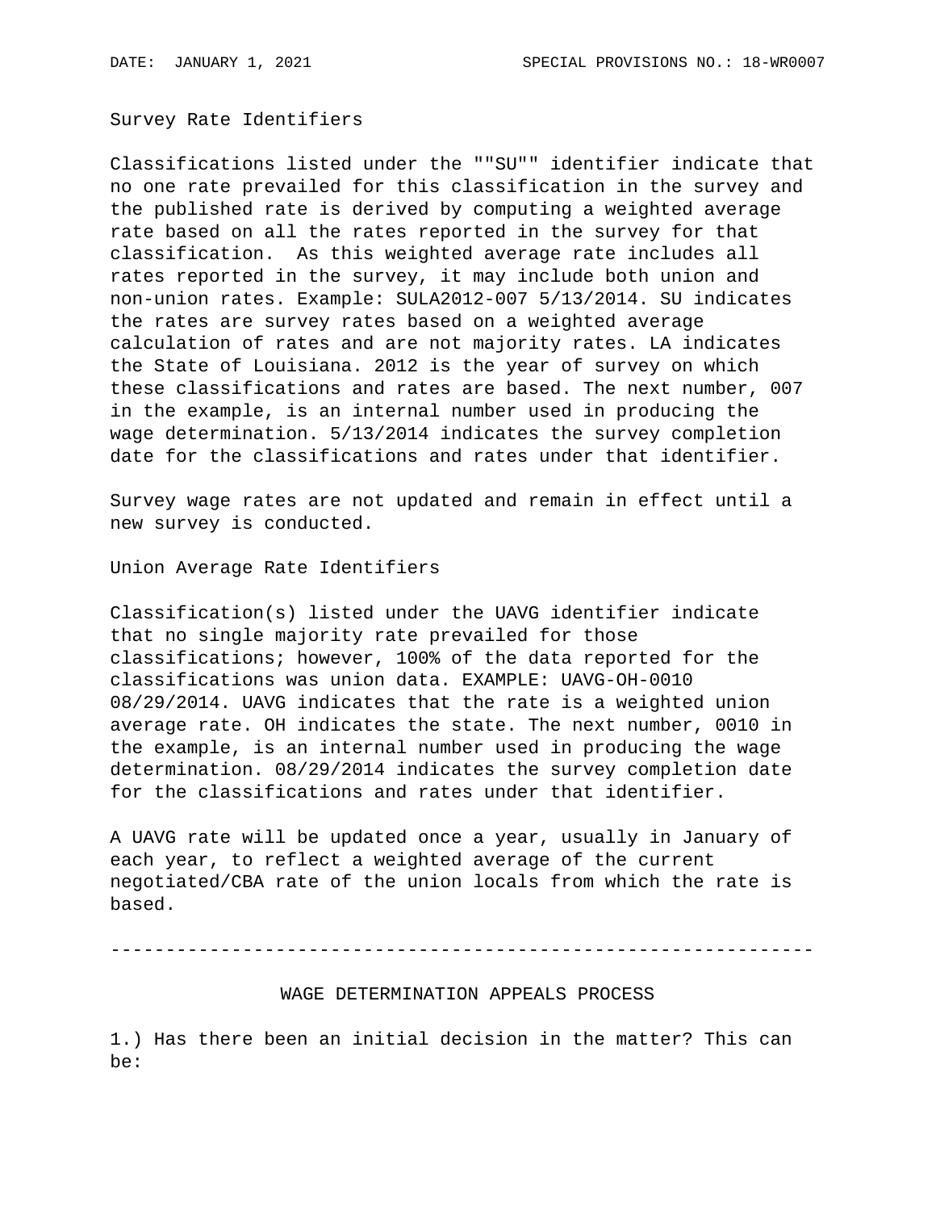Survey Rate Identifiers

Classifications listed under the ""SU"" identifier indicate that no one rate prevailed for this classification in the survey and the published rate is derived by computing a weighted average rate based on all the rates reported in the survey for that classification. As this weighted average rate includes all rates reported in the survey, it may include both union and non-union rates. Example: SULA2012-007 5/13/2014. SU indicates the rates are survey rates based on a weighted average calculation of rates and are not majority rates. LA indicates the State of Louisiana. 2012 is the year of survey on which these classifications and rates are based. The next number, 007 in the example, is an internal number used in producing the wage determination. 5/13/2014 indicates the survey completion date for the classifications and rates under that identifier.

Survey wage rates are not updated and remain in effect until a new survey is conducted.

Union Average Rate Identifiers

Classification(s) listed under the UAVG identifier indicate that no single majority rate prevailed for those classifications; however, 100% of the data reported for the classifications was union data. EXAMPLE: UAVG-OH-0010 08/29/2014. UAVG indicates that the rate is a weighted union average rate. OH indicates the state. The next number, 0010 in the example, is an internal number used in producing the wage determination. 08/29/2014 indicates the survey completion date for the classifications and rates under that identifier.

A UAVG rate will be updated once a year, usually in January of each year, to reflect a weighted average of the current negotiated/CBA rate of the union locals from which the rate is based.

----------------------------------------------------------------

WAGE DETERMINATION APPEALS PROCESS

1.) Has there been an initial decision in the matter? This can be: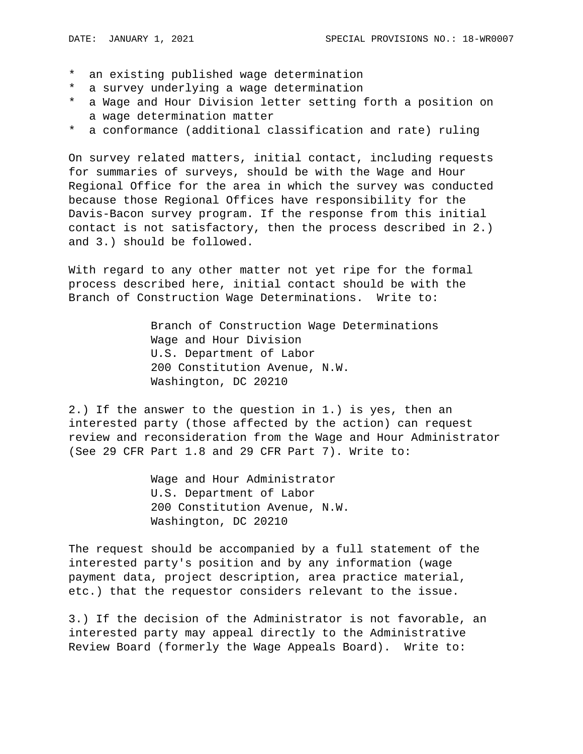* an existing published wage determination
* a survey underlying a wage determination
* a Wage and Hour Division letter setting forth a position on a wage determination matter
* a conformance (additional classification and rate) ruling

On survey related matters, initial contact, including requests for summaries of surveys, should be with the Wage and Hour Regional Office for the area in which the survey was conducted because those Regional Offices have responsibility for the Davis-Bacon survey program. If the response from this initial contact is not satisfactory, then the process described in 2.) and 3.) should be followed.

With regard to any other matter not yet ripe for the formal process described here, initial contact should be with the Branch of Construction Wage Determinations. Write to:

Branch of Construction Wage Determinations
Wage and Hour Division
U.S. Department of Labor
200 Constitution Avenue, N.W.
Washington, DC 20210

2.) If the answer to the question in 1.) is yes, then an interested party (those affected by the action) can request review and reconsideration from the Wage and Hour Administrator (See 29 CFR Part 1.8 and 29 CFR Part 7). Write to:

Wage and Hour Administrator
U.S. Department of Labor
200 Constitution Avenue, N.W.
Washington, DC 20210

The request should be accompanied by a full statement of the interested party's position and by any information (wage payment data, project description, area practice material, etc.) that the requestor considers relevant to the issue.

3.) If the decision of the Administrator is not favorable, an interested party may appeal directly to the Administrative Review Board (formerly the Wage Appeals Board). Write to: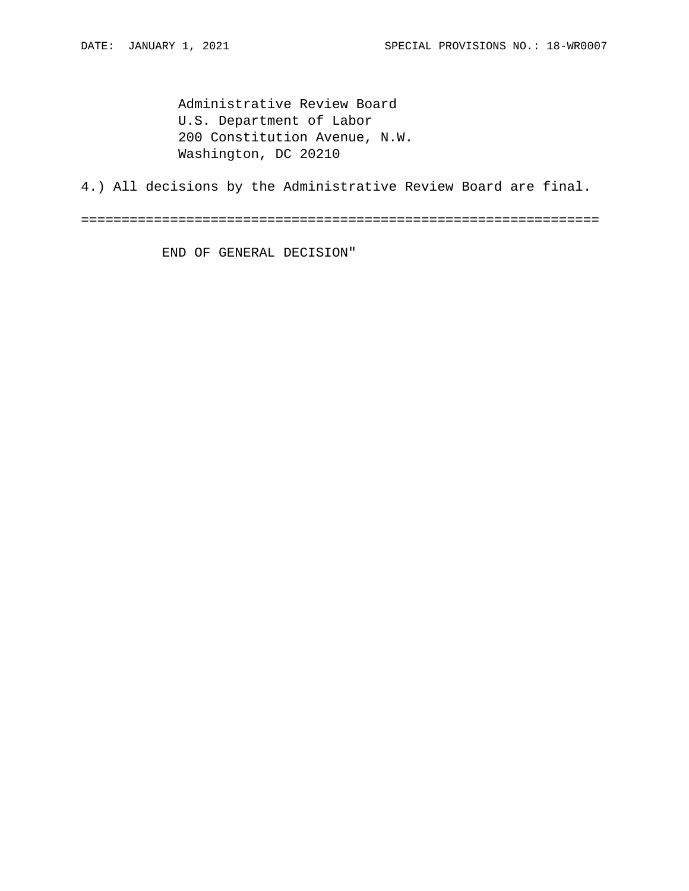Administrative Review Board
U.S. Department of Labor
200 Constitution Avenue, N.W.
Washington, DC 20210

4.) All decisions by the Administrative Review Board are final.

================================================================

END OF GENERAL DECISION"